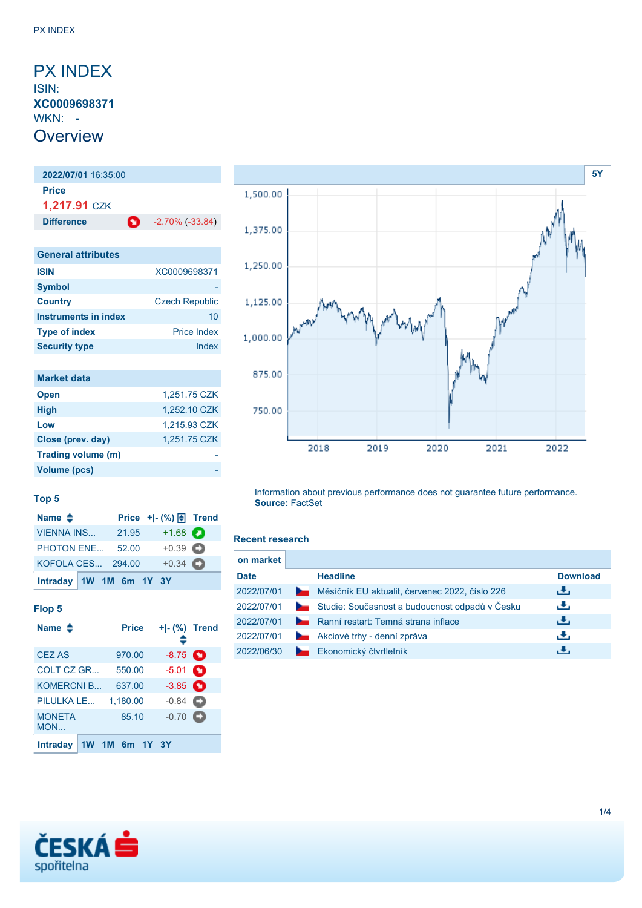# PX INDEX

ISIN:
**XC0009698371**
WKN: **-**

## Overview

| **2022/07/01** 16:35:00 | |
|---|---|
| **Price** | |
| **1,217.91** CZK | |
| **Difference** | -2.70% (-33.84) |

| General attributes | |
|---|---|
| **ISIN** | XC0009698371 |
| **Symbol** | - |
| **Country** | Czech Republic |
| **Instruments in index** | 10 |
| **Type of index** | Price Index |
| **Security type** | Index |

| Market data | |
|---|---|
| **Open** | 1,251.75 CZK |
| **High** | 1,252.10 CZK |
| **Low** | 1,215.93 CZK |
| **Close (prev. day)** | 1,251.75 CZK |
| **Trading volume (m)** | - |
| **Volume (pcs)** | - |

### Top 5

| Name | Price | +\|- (%) | Trend |
|---|---|---|---|
| VIENNA INS... | 21.95 | +1.68 | |
| PHOTON ENE... | 52.00 | +0.39 | |
| KOFOLA CES... | 294.00 | +0.34 | |

**Intraday** 1W 1M 6m 1Y 3Y

### Flop 5

| Name | Price | +\|- (%) | Trend |
|---|---|---|---|
| CEZ AS | 970.00 | -8.75 | |
| COLT CZ GR... | 550.00 | -5.01 | |
| KOMERCNI B... | 637.00 | -3.85 | |
| PILULKA LE... | 1,180.00 | -0.84 | |
| MONETA MON... | 85.10 | -0.70 | |

**Intraday** 1W 1M 6m 1Y 3Y

5Y

Information about previous performance does not guarantee future performance.
**Source:** FactSet

### Recent research

**on market**

| Date | Headline | Download |
|---|---|---|
| 2022/07/01 | Měsíčník EU aktualit, červenec 2022, číslo 226 | |
| 2022/07/01 | Studie: Současnost a budoucnost odpadů v Česku | |
| 2022/07/01 | Ranní restart: Temná strana inflace | |
| 2022/07/01 | Akciové trhy - denní zpráva | |
| 2022/06/30 | Ekonomický čtvrtletník | |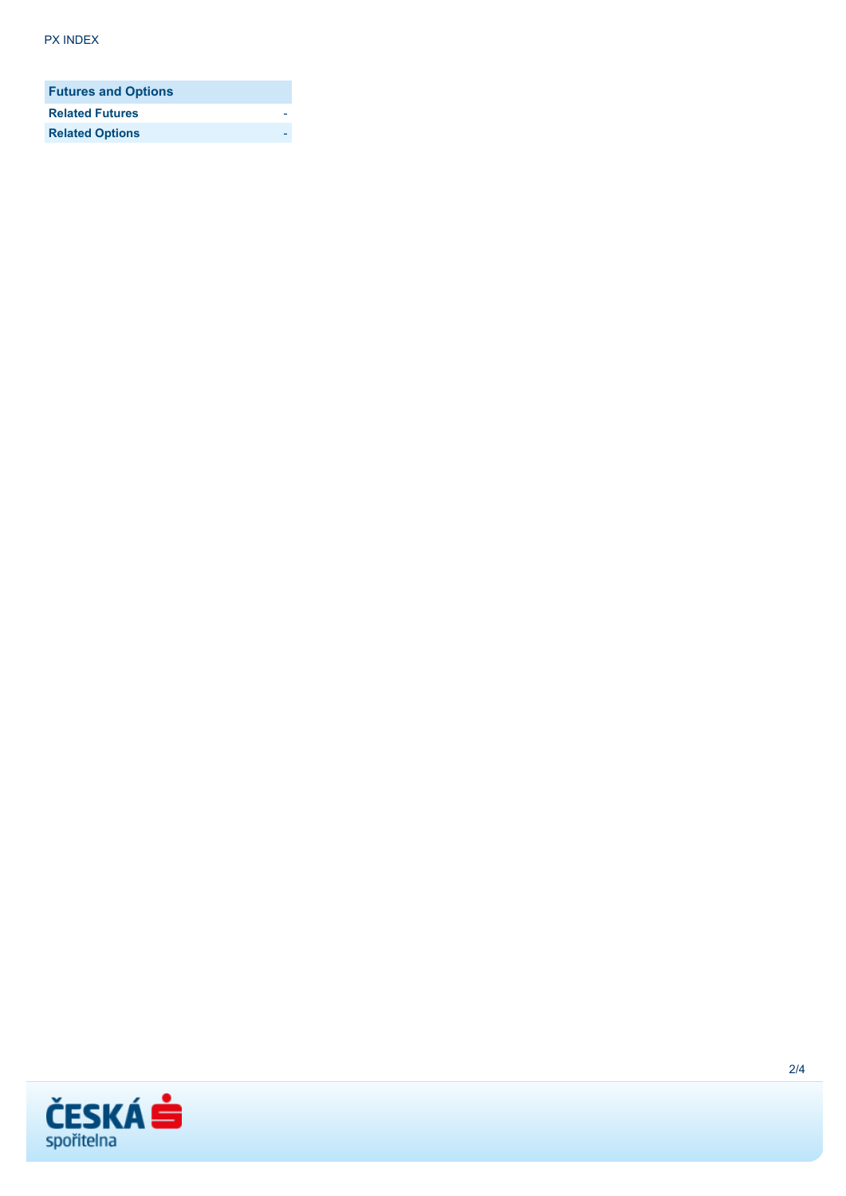| Futures and Options | |
| --- | --- |
| **Related Futures** | - |
| **Related Options** | - |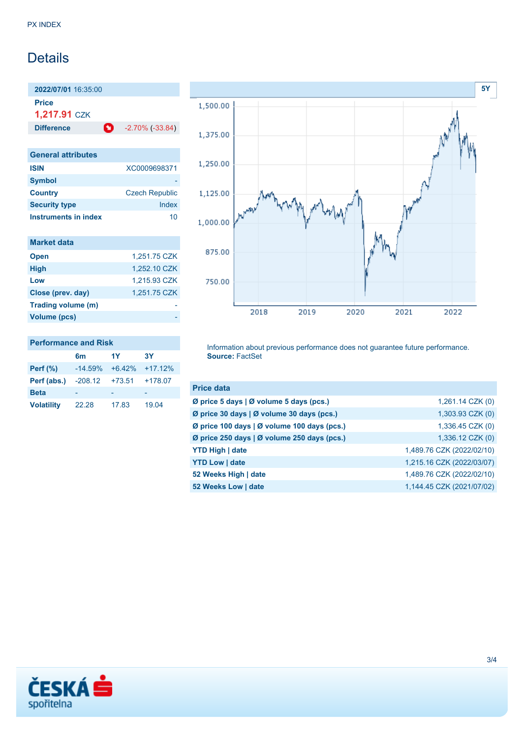PX INDEX

# Details

**2022/07/01** 16:35:00

**Price**
1,217.91 CZK

| **Difference** | -2.70% (-33.84) |
|---|---|

## General attributes

| | |
|---|---|
| **ISIN** | XC0009698371 |
| **Symbol** | - |
| **Country** | Czech Republic |
| **Security type** | Index |
| **Instruments in index** | 10 |

## Market data

| | |
|---|---|
| **Open** | 1,251.75 CZK |
| **High** | 1,252.10 CZK |
| **Low** | 1,215.93 CZK |
| **Close (prev. day)** | 1,251.75 CZK |
| **Trading volume (m)** | - |
| **Volume (pcs)** | - |

## Performance and Risk

| | 6m | 1Y | 3Y |
|---|---|---|---|
| **Perf (%)** | -14.59% | +6.42% | +17.12% |
| **Perf (abs.)** | -208.12 | +73.51 | +178.07 |
| **Beta** | - | - | - |
| **Volatility** | 22.28 | 17.83 | 19.04 |

Information about previous performance does not guarantee future performance.
**Source:** FactSet

## Price data

| | |
|---|---|
| **Ø price 5 days \| Ø volume 5 days (pcs.)** | 1,261.14 CZK (0) |
| **Ø price 30 days \| Ø volume 30 days (pcs.)** | 1,303.93 CZK (0) |
| **Ø price 100 days \| Ø volume 100 days (pcs.)** | 1,336.45 CZK (0) |
| **Ø price 250 days \| Ø volume 250 days (pcs.)** | 1,336.12 CZK (0) |
| **YTD High \| date** | 1,489.76 CZK (2022/02/10) |
| **YTD Low \| date** | 1,215.16 CZK (2022/03/07) |
| **52 Weeks High \| date** | 1,489.76 CZK (2022/02/10) |
| **52 Weeks Low \| date** | 1,144.45 CZK (2021/07/02) |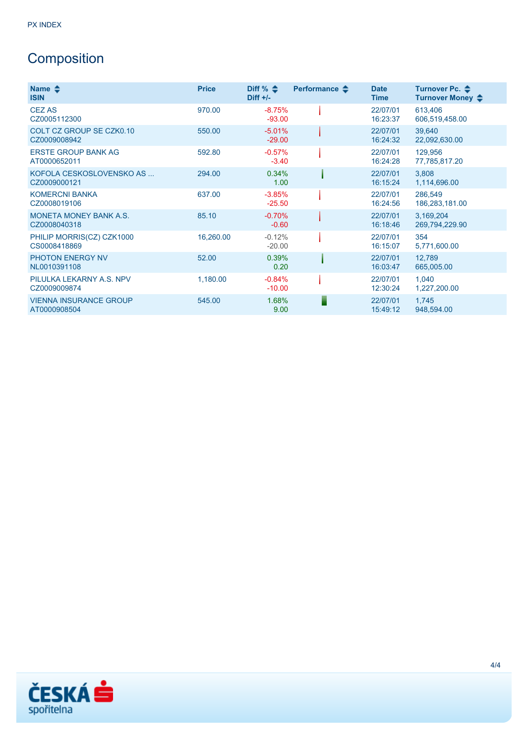PX INDEX

# Composition

| Name<br>ISIN | Price | Diff %<br>Diff +/- | Performance | Date<br>Time | Turnover Pc.<br>Turnover Money |
|---|---|---|---|---|---|
| CEZ AS<br>CZ0005112300 | 970.00 | -8.75%<br>-93.00 | | 22/07/01<br>16:23:37 | 613,406<br>606,519,458.00 |
| COLT CZ GROUP SE CZK0.10<br>CZ0009008942 | 550.00 | -5.01%<br>-29.00 | | 22/07/01<br>16:24:32 | 39,640<br>22,092,630.00 |
| ERSTE GROUP BANK AG<br>AT0000652011 | 592.80 | -0.57%<br>-3.40 | | 22/07/01<br>16:24:28 | 129,956<br>77,785,817.20 |
| KOFOLA CESKOSLOVENSKO AS ...<br>CZ0009000121 | 294.00 | 0.34%<br>1.00 | | 22/07/01<br>16:15:24 | 3,808<br>1,114,696.00 |
| KOMERCNI BANKA<br>CZ0008019106 | 637.00 | -3.85%<br>-25.50 | | 22/07/01<br>16:24:56 | 286,549<br>186,283,181.00 |
| MONETA MONEY BANK A.S.<br>CZ0008040318 | 85.10 | -0.70%<br>-0.60 | | 22/07/01<br>16:18:46 | 3,169,204<br>269,794,229.90 |
| PHILIP MORRIS(CZ) CZK1000<br>CS0008418869 | 16,260.00 | -0.12%<br>-20.00 | | 22/07/01<br>16:15:07 | 354<br>5,771,600.00 |
| PHOTON ENERGY NV<br>NL0010391108 | 52.00 | 0.39%<br>0.20 | | 22/07/01<br>16:03:47 | 12,789<br>665,005.00 |
| PILULKA LEKARNY A.S. NPV<br>CZ0009009874 | 1,180.00 | -0.84%<br>-10.00 | | 22/07/01<br>12:30:24 | 1,040<br>1,227,200.00 |
| VIENNA INSURANCE GROUP<br>AT0000908504 | 545.00 | 1.68%<br>9.00 | | 22/07/01<br>15:49:12 | 1,745<br>948,594.00 |